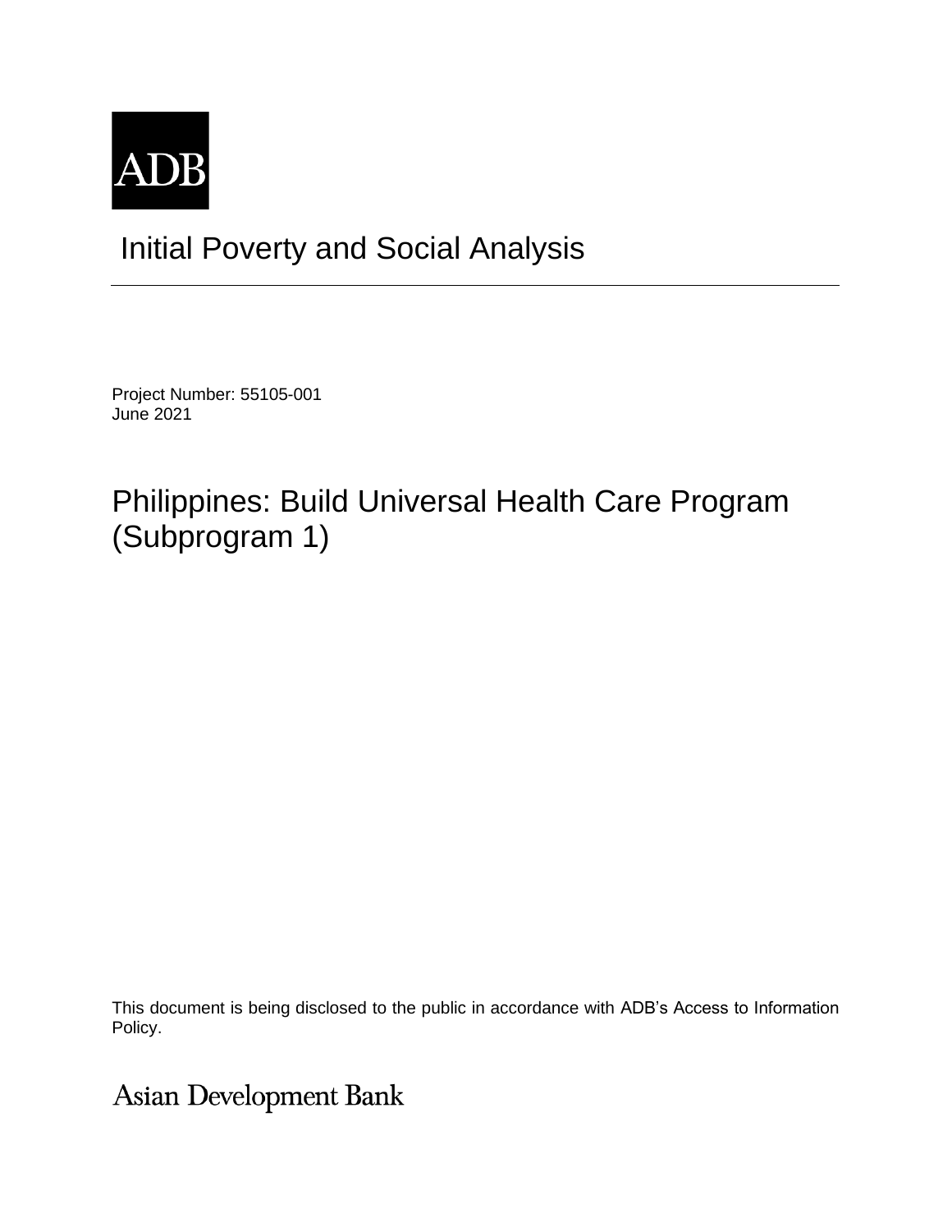ADB

# Initial Poverty and Social Analysis

Project Number: 55105-001
June 2021

## Philippines: Build Universal Health Care Program (Subprogram 1)

This document is being disclosed to the public in accordance with ADB's Access to Information Policy.

Asian Development Bank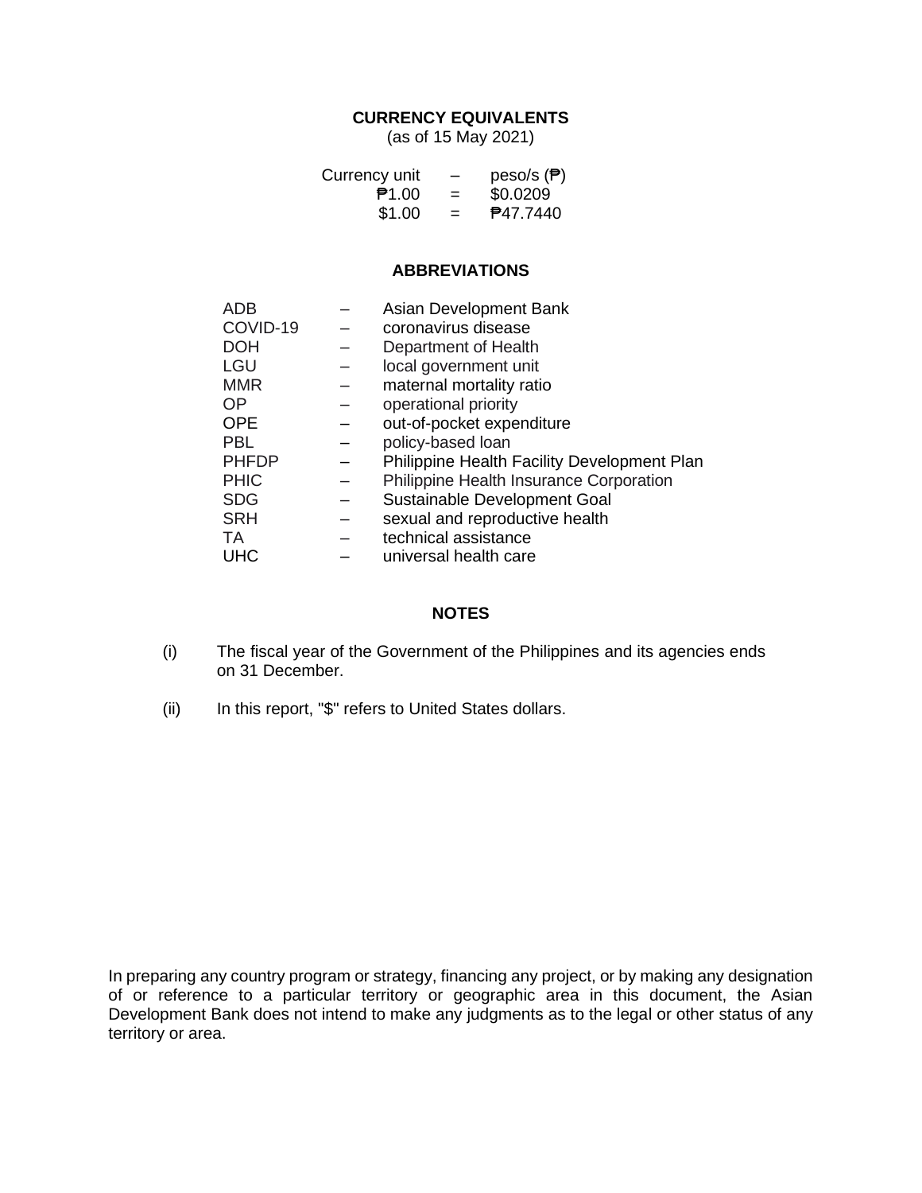## CURRENCY EQUIVALENTS

(as of 15 May 2021)

| | | |
|---|---|---|
| Currency unit | – | peso/s (₱) |
| ₱1.00 | = | $0.0209 |
| $1.00 | = | ₱47.7440 |

## ABBREVIATIONS

| | | |
|---|---|---|
| ADB | – | Asian Development Bank |
| COVID-19 | – | coronavirus disease |
| DOH | – | Department of Health |
| LGU | – | local government unit |
| MMR | – | maternal mortality ratio |
| OP | – | operational priority |
| OPE | – | out-of-pocket expenditure |
| PBL | – | policy-based loan |
| PHFDP | – | Philippine Health Facility Development Plan |
| PHIC | – | Philippine Health Insurance Corporation |
| SDG | – | Sustainable Development Goal |
| SRH | – | sexual and reproductive health |
| TA | – | technical assistance |
| UHC | – | universal health care |

## NOTES

(i) The fiscal year of the Government of the Philippines and its agencies ends on 31 December.

(ii) In this report, "$" refers to United States dollars.

In preparing any country program or strategy, financing any project, or by making any designation of or reference to a particular territory or geographic area in this document, the Asian Development Bank does not intend to make any judgments as to the legal or other status of any territory or area.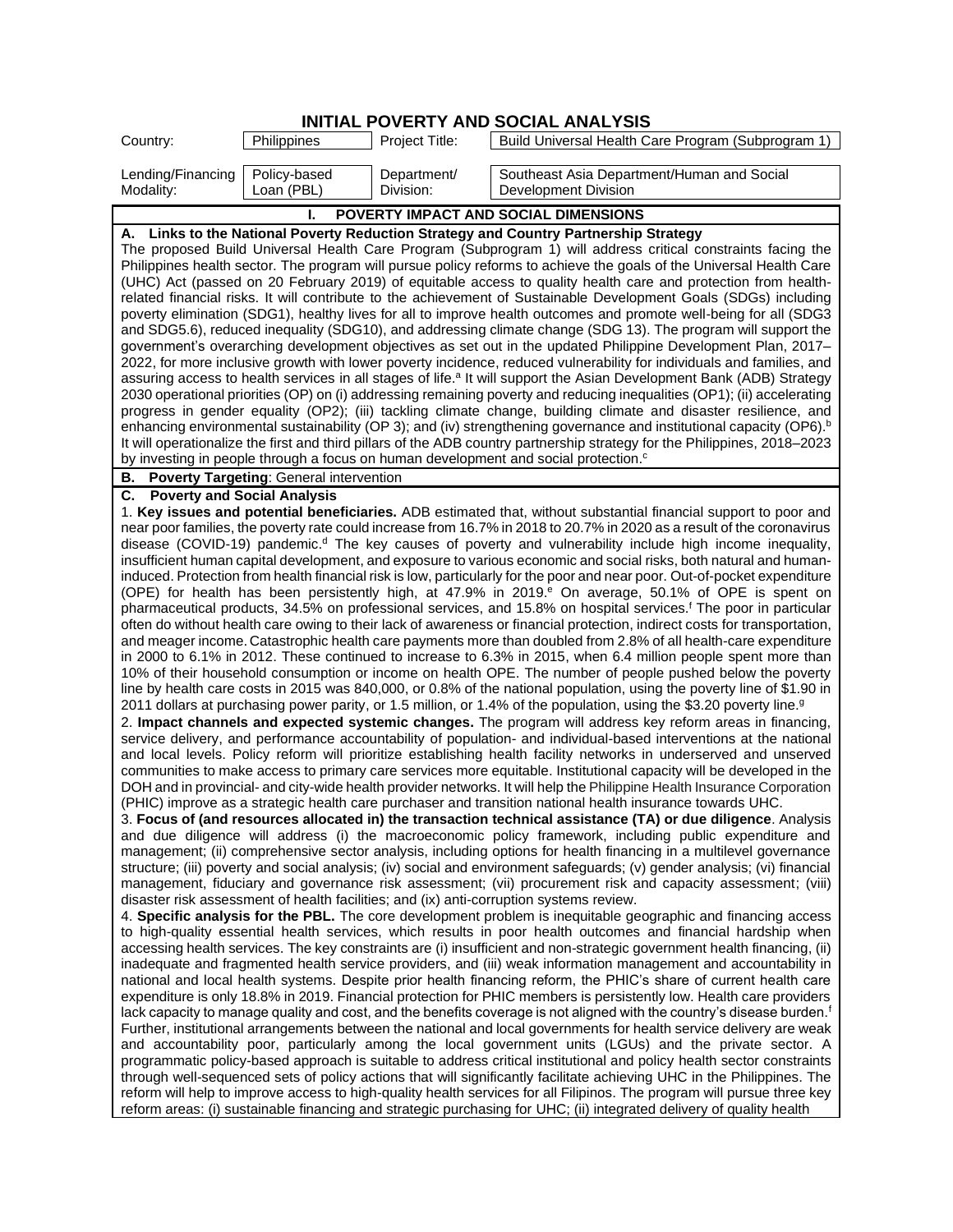# INITIAL POVERTY AND SOCIAL ANALYSIS

| Country: | Philippines | Project Title: | Build Universal Health Care Program (Subprogram 1) |
|---|---|---|---|
| Lending/Financing Modality: | Policy-based Loan (PBL) | Department/ Division: | Southeast Asia Department/Human and Social Development Division |

## I. POVERTY IMPACT AND SOCIAL DIMENSIONS

### A. Links to the National Poverty Reduction Strategy and Country Partnership Strategy

The proposed Build Universal Health Care Program (Subprogram 1) will address critical constraints facing the Philippines health sector. The program will pursue policy reforms to achieve the goals of the Universal Health Care (UHC) Act (passed on 20 February 2019) of equitable access to quality health care and protection from health-related financial risks. It will contribute to the achievement of Sustainable Development Goals (SDGs) including poverty elimination (SDG1), healthy lives for all to improve health outcomes and promote well-being for all (SDG3 and SDG5.6), reduced inequality (SDG10), and addressing climate change (SDG 13). The program will support the government's overarching development objectives as set out in the updated Philippine Development Plan, 2017–2022, for more inclusive growth with lower poverty incidence, reduced vulnerability for individuals and families, and assuring access to health services in all stages of life.[a] It will support the Asian Development Bank (ADB) Strategy 2030 operational priorities (OP) on (i) addressing remaining poverty and reducing inequalities (OP1); (ii) accelerating progress in gender equality (OP2); (iii) tackling climate change, building climate and disaster resilience, and enhancing environmental sustainability (OP 3); and (iv) strengthening governance and institutional capacity (OP6).[b] It will operationalize the first and third pillars of the ADB country partnership strategy for the Philippines, 2018–2023 by investing in people through a focus on human development and social protection.[c]

### B. Poverty Targeting: General intervention

### C. Poverty and Social Analysis

1. **Key issues and potential beneficiaries.** ADB estimated that, without substantial financial support to poor and near poor families, the poverty rate could increase from 16.7% in 2018 to 20.7% in 2020 as a result of the coronavirus disease (COVID-19) pandemic.[d] The key causes of poverty and vulnerability include high income inequality, insufficient human capital development, and exposure to various economic and social risks, both natural and human-induced. Protection from health financial risk is low, particularly for the poor and near poor. Out-of-pocket expenditure (OPE) for health has been persistently high, at 47.9% in 2019.[e] On average, 50.1% of OPE is spent on pharmaceutical products, 34.5% on professional services, and 15.8% on hospital services.[f] The poor in particular often do without health care owing to their lack of awareness or financial protection, indirect costs for transportation, and meager income. Catastrophic health care payments more than doubled from 2.8% of all health-care expenditure in 2000 to 6.1% in 2012. These continued to increase to 6.3% in 2015, when 6.4 million people spent more than 10% of their household consumption or income on health OPE. The number of people pushed below the poverty line by health care costs in 2015 was 840,000, or 0.8% of the national population, using the poverty line of $1.90 in 2011 dollars at purchasing power parity, or 1.5 million, or 1.4% of the population, using the $3.20 poverty line.[g]

2. **Impact channels and expected systemic changes.** The program will address key reform areas in financing, service delivery, and performance accountability of population- and individual-based interventions at the national and local levels. Policy reform will prioritize establishing health facility networks in underserved and unserved communities to make access to primary care services more equitable. Institutional capacity will be developed in the DOH and in provincial- and city-wide health provider networks. It will help the Philippine Health Insurance Corporation (PHIC) improve as a strategic health care purchaser and transition national health insurance towards UHC.

3. **Focus of (and resources allocated in) the transaction technical assistance (TA) or due diligence**. Analysis and due diligence will address (i) the macroeconomic policy framework, including public expenditure and management; (ii) comprehensive sector analysis, including options for health financing in a multilevel governance structure; (iii) poverty and social analysis; (iv) social and environment safeguards; (v) gender analysis; (vi) financial management, fiduciary and governance risk assessment; (vii) procurement risk and capacity assessment; (viii) disaster risk assessment of health facilities; and (ix) anti-corruption systems review.

4. **Specific analysis for the PBL.** The core development problem is inequitable geographic and financing access to high-quality essential health services, which results in poor health outcomes and financial hardship when accessing health services. The key constraints are (i) insufficient and non-strategic government health financing, (ii) inadequate and fragmented health service providers, and (iii) weak information management and accountability in national and local health systems. Despite prior health financing reform, the PHIC's share of current health care expenditure is only 18.8% in 2019. Financial protection for PHIC members is persistently low. Health care providers lack capacity to manage quality and cost, and the benefits coverage is not aligned with the country's disease burden.[f] Further, institutional arrangements between the national and local governments for health service delivery are weak and accountability poor, particularly among the local government units (LGUs) and the private sector. A programmatic policy-based approach is suitable to address critical institutional and policy health sector constraints through well-sequenced sets of policy actions that will significantly facilitate achieving UHC in the Philippines. The reform will help to improve access to high-quality health services for all Filipinos. The program will pursue three key reform areas: (i) sustainable financing and strategic purchasing for UHC; (ii) integrated delivery of quality health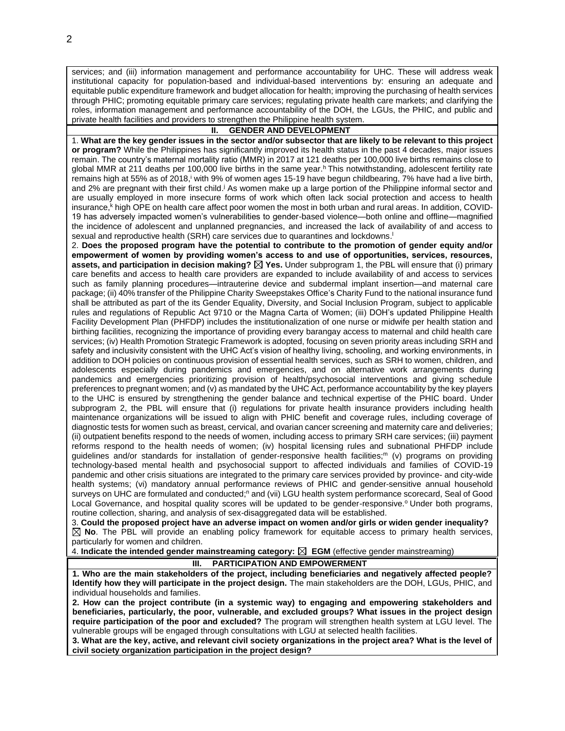services; and (iii) information management and performance accountability for UHC. These will address weak institutional capacity for population-based and individual-based interventions by: ensuring an adequate and equitable public expenditure framework and budget allocation for health; improving the purchasing of health services through PHIC; promoting equitable primary care services; regulating private health care markets; and clarifying the roles, information management and performance accountability of the DOH, the LGUs, the PHIC, and public and private health facilities and providers to strengthen the Philippine health system.

## II. GENDER AND DEVELOPMENT

1. **What are the key gender issues in the sector and/or subsector that are likely to be relevant to this project or program?** While the Philippines has significantly improved its health status in the past 4 decades, major issues remain. The country's maternal mortality ratio (MMR) in 2017 at 121 deaths per 100,000 live births remains close to global MMR at 211 deaths per 100,000 live births in the same year.[h] This notwithstanding, adolescent fertility rate remains high at 55% as of 2018,[i] with 9% of women ages 15-19 have begun childbearing, 7% have had a live birth, and 2% are pregnant with their first child.[j] As women make up a large portion of the Philippine informal sector and are usually employed in more insecure forms of work which often lack social protection and access to health insurance,[k] high OPE on health care affect poor women the most in both urban and rural areas. In addition, COVID-19 has adversely impacted women's vulnerabilities to gender-based violence—both online and offline—magnified the incidence of adolescent and unplanned pregnancies, and increased the lack of availability of and access to sexual and reproductive health (SRH) care services due to quarantines and lockdowns.[l]

2. **Does the proposed program have the potential to contribute to the promotion of gender equity and/or empowerment of women by providing women's access to and use of opportunities, services, resources, assets, and participation in decision making?** ☒ **Yes.** Under subprogram 1, the PBL will ensure that (i) primary care benefits and access to health care providers are expanded to include availability of and access to services such as family planning procedures—intrauterine device and subdermal implant insertion—and maternal care package; (ii) 40% transfer of the Philippine Charity Sweepstakes Office's Charity Fund to the national insurance fund shall be attributed as part of the its Gender Equality, Diversity, and Social Inclusion Program, subject to applicable rules and regulations of Republic Act 9710 or the Magna Carta of Women; (iii) DOH's updated Philippine Health Facility Development Plan (PHFDP) includes the institutionalization of one nurse or midwife per health station and birthing facilities, recognizing the importance of providing every barangay access to maternal and child health care services; (iv) Health Promotion Strategic Framework is adopted, focusing on seven priority areas including SRH and safety and inclusivity consistent with the UHC Act's vision of healthy living, schooling, and working environments, in addition to DOH policies on continuous provision of essential health services, such as SRH to women, children, and adolescents especially during pandemics and emergencies, and on alternative work arrangements during pandemics and emergencies prioritizing provision of health/psychosocial interventions and giving schedule preferences to pregnant women; and (v) as mandated by the UHC Act, performance accountability by the key players to the UHC is ensured by strengthening the gender balance and technical expertise of the PHIC board. Under subprogram 2, the PBL will ensure that (i) regulations for private health insurance providers including health maintenance organizations will be issued to align with PHIC benefit and coverage rules, including coverage of diagnostic tests for women such as breast, cervical, and ovarian cancer screening and maternity care and deliveries; (ii) outpatient benefits respond to the needs of women, including access to primary SRH care services; (iii) payment reforms respond to the health needs of women; (iv) hospital licensing rules and subnational PHFDP include guidelines and/or standards for installation of gender-responsive health facilities;[m] (v) programs on providing technology-based mental health and psychosocial support to affected individuals and families of COVID-19 pandemic and other crisis situations are integrated to the primary care services provided by province- and city-wide health systems; (vi) mandatory annual performance reviews of PHIC and gender-sensitive annual household surveys on UHC are formulated and conducted;[n] and (vii) LGU health system performance scorecard, Seal of Good Local Governance, and hospital quality scores will be updated to be gender-responsive.[o] Under both programs, routine collection, sharing, and analysis of sex-disaggregated data will be established.

3. **Could the proposed project have an adverse impact on women and/or girls or widen gender inequality?** ☒ **No**. The PBL will provide an enabling policy framework for equitable access to primary health services, particularly for women and children.

4. **Indicate the intended gender mainstreaming category:** ☒ **EGM** (effective gender mainstreaming)

## III. PARTICIPATION AND EMPOWERMENT

1. **Who are the main stakeholders of the project, including beneficiaries and negatively affected people? Identify how they will participate in the project design.** The main stakeholders are the DOH, LGUs, PHIC, and individual households and families.

2. **How can the project contribute (in a systemic way) to engaging and empowering stakeholders and beneficiaries, particularly, the poor, vulnerable, and excluded groups? What issues in the project design require participation of the poor and excluded?** The program will strengthen health system at LGU level. The vulnerable groups will be engaged through consultations with LGU at selected health facilities.

3. **What are the key, active, and relevant civil society organizations in the project area? What is the level of civil society organization participation in the project design?**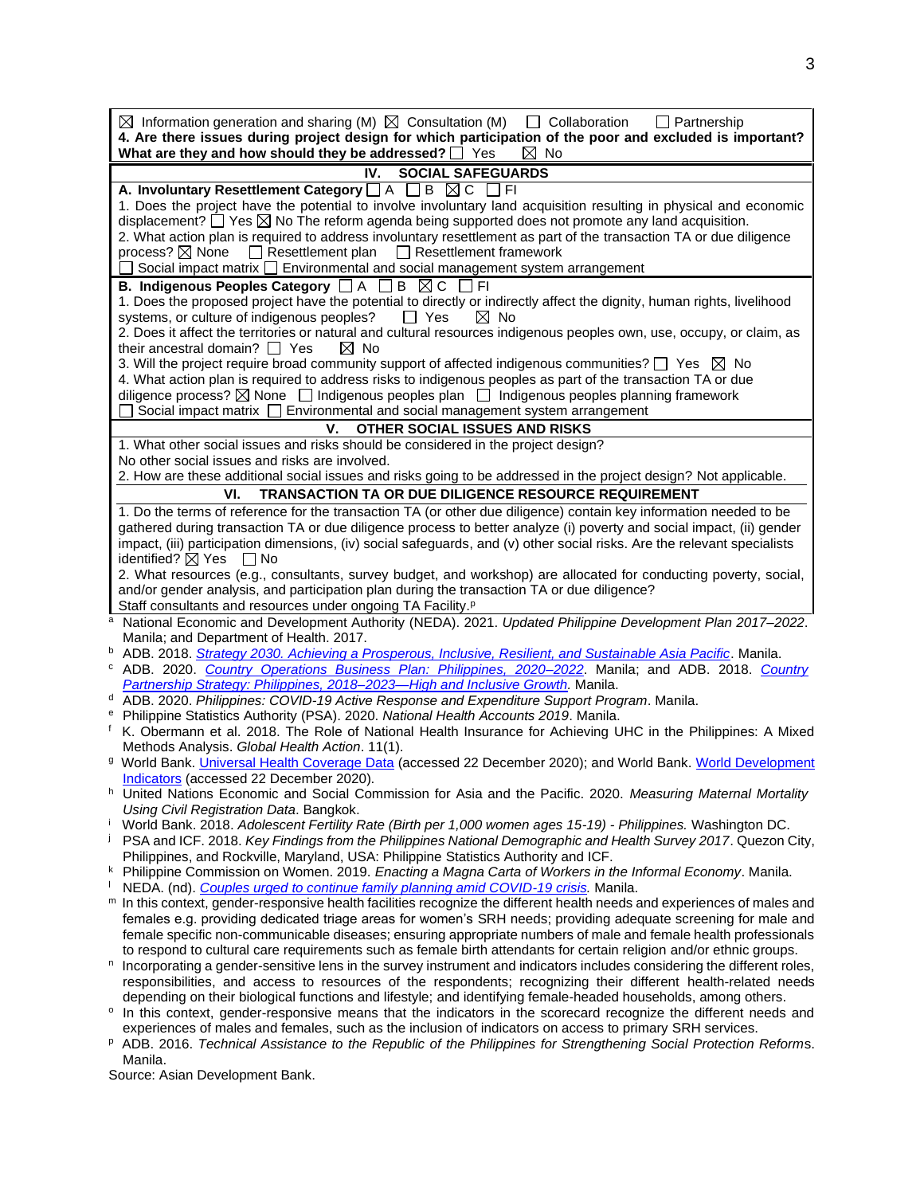☒ Information generation and sharing (M) ☒ Consultation (M) ☐ Collaboration ☐ Partnership

**4. Are there issues during project design for which participation of the poor and excluded is important? What are they and how should they be addressed?** ☐ Yes ☒ No

## IV. SOCIAL SAFEGUARDS

**A. Involuntary Resettlement Category** ☐ A ☐ B ☒ C ☐ FI

1. Does the project have the potential to involve involuntary land acquisition resulting in physical and economic displacement? ☐ Yes ☒ No The reform agenda being supported does not promote any land acquisition.

2. What action plan is required to address involuntary resettlement as part of the transaction TA or due diligence process? ☒ None ☐ Resettlement plan ☐ Resettlement framework ☐ Social impact matrix ☐ Environmental and social management system arrangement

**B. Indigenous Peoples Category** ☐ A ☐ B ☒ C ☐ FI

1. Does the proposed project have the potential to directly or indirectly affect the dignity, human rights, livelihood systems, or culture of indigenous peoples? ☐ Yes ☒ No

2. Does it affect the territories or natural and cultural resources indigenous peoples own, use, occupy, or claim, as their ancestral domain? ☐ Yes ☒ No

3. Will the project require broad community support of affected indigenous communities? ☐ Yes ☒ No

4. What action plan is required to address risks to indigenous peoples as part of the transaction TA or due diligence process? ☒ None ☐ Indigenous peoples plan ☐ Indigenous peoples planning framework ☐ Social impact matrix ☐ Environmental and social management system arrangement

## V. OTHER SOCIAL ISSUES AND RISKS

1. What other social issues and risks should be considered in the project design?
No other social issues and risks are involved.

2. How are these additional social issues and risks going to be addressed in the project design? Not applicable.

## VI. TRANSACTION TA OR DUE DILIGENCE RESOURCE REQUIREMENT

1. Do the terms of reference for the transaction TA (or other due diligence) contain key information needed to be gathered during transaction TA or due diligence process to better analyze (i) poverty and social impact, (ii) gender impact, (iii) participation dimensions, (iv) social safeguards, and (v) other social risks. Are the relevant specialists identified? ☒ Yes ☐ No

2. What resources (e.g., consultants, survey budget, and workshop) are allocated for conducting poverty, social, and/or gender analysis, and participation plan during the transaction TA or due diligence?
Staff consultants and resources under ongoing TA Facility.[p]

[a] National Economic and Development Authority (NEDA). 2021. *Updated Philippine Development Plan 2017–2022*. Manila; and Department of Health. 2017.

[b] ADB. 2018. *Strategy 2030. Achieving a Prosperous, Inclusive, Resilient, and Sustainable Asia Pacific*. Manila.

[c] ADB. 2020. *Country Operations Business Plan: Philippines, 2020–2022*. Manila; and ADB. 2018. *Country Partnership Strategy: Philippines, 2018–2023—High and Inclusive Growth.* Manila.

[d] ADB. 2020. *Philippines: COVID-19 Active Response and Expenditure Support Program*. Manila.

[e] Philippine Statistics Authority (PSA). 2020. *National Health Accounts 2019*. Manila.

[f] K. Obermann et al. 2018. The Role of National Health Insurance for Achieving UHC in the Philippines: A Mixed Methods Analysis. *Global Health Action*. 11(1).

[g] World Bank. Universal Health Coverage Data (accessed 22 December 2020); and World Bank. World Development Indicators (accessed 22 December 2020).

[h] United Nations Economic and Social Commission for Asia and the Pacific. 2020. *Measuring Maternal Mortality Using Civil Registration Data*. Bangkok.

[i] World Bank. 2018. *Adolescent Fertility Rate (Birth per 1,000 women ages 15-19) - Philippines.* Washington DC.

[j] PSA and ICF. 2018. *Key Findings from the Philippines National Demographic and Health Survey 2017*. Quezon City, Philippines, and Rockville, Maryland, USA: Philippine Statistics Authority and ICF.

[k] Philippine Commission on Women. 2019. *Enacting a Magna Carta of Workers in the Informal Economy*. Manila.

[l] NEDA. (nd). *Couples urged to continue family planning amid COVID-19 crisis.* Manila.

[m] In this context, gender-responsive health facilities recognize the different health needs and experiences of males and females e.g. providing dedicated triage areas for women's SRH needs; providing adequate screening for male and female specific non-communicable diseases; ensuring appropriate numbers of male and female health professionals to respond to cultural care requirements such as female birth attendants for certain religion and/or ethnic groups.

[n] Incorporating a gender-sensitive lens in the survey instrument and indicators includes considering the different roles, responsibilities, and access to resources of the respondents; recognizing their different health-related needs depending on their biological functions and lifestyle; and identifying female-headed households, among others.

[o] In this context, gender-responsive means that the indicators in the scorecard recognize the different needs and experiences of males and females, such as the inclusion of indicators on access to primary SRH services.

[p] ADB. 2016. *Technical Assistance to the Republic of the Philippines for Strengthening Social Protection Reforms*. Manila.

Source: Asian Development Bank.